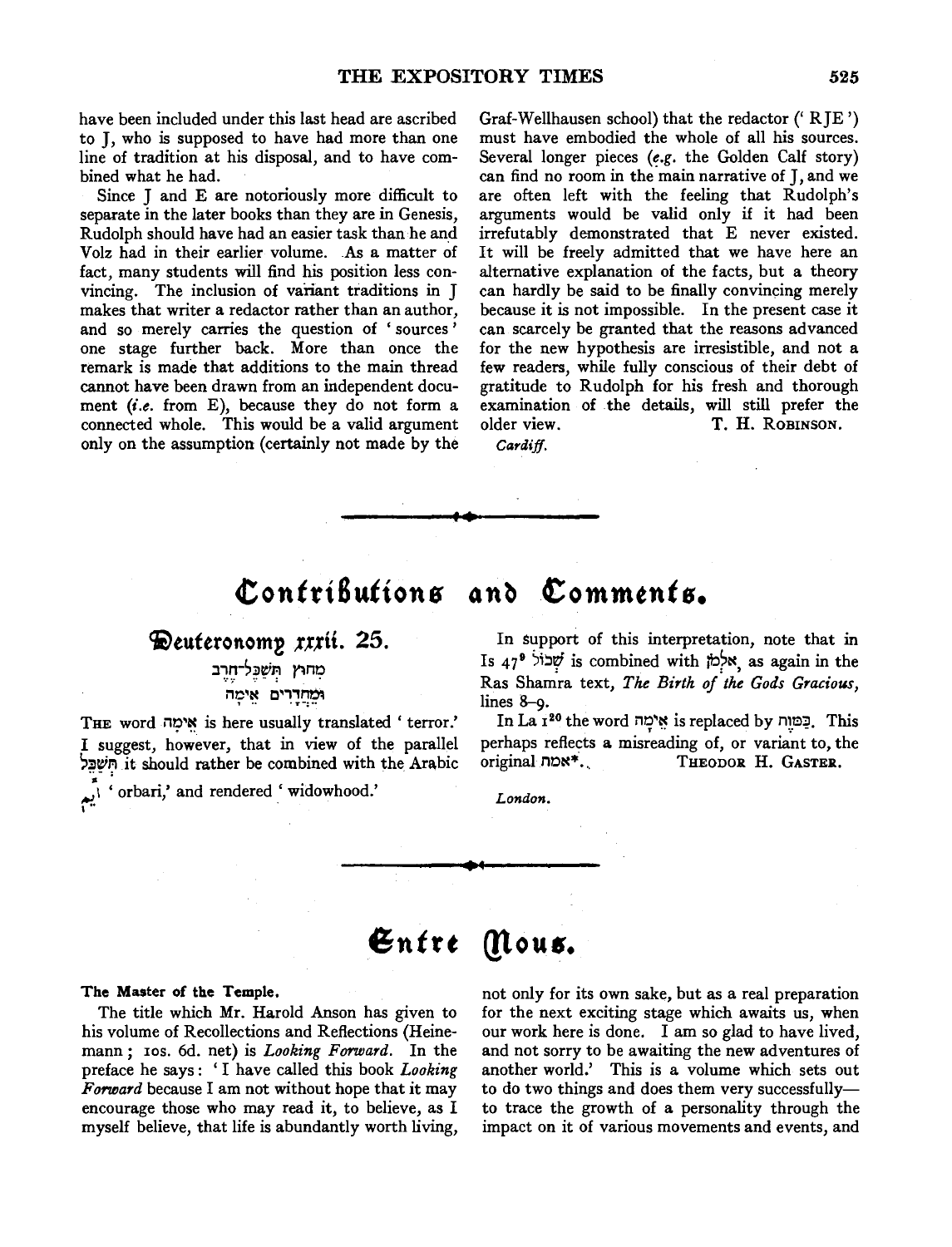have been included under this last head are ascribed to J, who is supposed to have had more than one line of tradition at his disposal, and to have combined what he had.

Since J and E are notoriously more difficult to separate in the later books than they are in Genesis, Rudolph should have had an easier task than he and Volz had in their earlier volume. As a matter of fact, many students will find his position less convincing. The inclusion of variant traditions in J makes that writer a redactor rather than an author, and so merely carries the question of 'sources' one stage further back. More than once the remark is made that additions to the main thread cannot have been drawn from an independent document (*i.e.* from E), because they do not form a connected whole. This would be a valid argument only on the assumption (certainly not made by the Graf-Wellhausen school) that the redactor ('RJE') must have embodied the whole of all his sources. Several longer pieces (*e.g.* the Golden Calf story) can find no room in the main narrative of J, and we are often left with the feeling that Rudolph's arguments would be valid only if it had been irrefutably demonstrated that E never existed. It will be freely admitted that we have here an alternative explanation of the facts, but a theory can hardly be said to be finally convincing merely because it is not impossible. In the present case it can scarcely be granted that the reasons advanced for the new hypothesis are irresistible, and not a few readers, while fully conscious of their debt of gratitude to Rudolph for his fresh and thorough examination of the details, will still prefer the older view.

T. H. Robinson.

*Cardiff.*

# Contributions and Comments.

## Deuteronomy xxxii. 25.

מחוץ תְּשַׁכֶּל־חֶרֶב
וּמֵחֲדָרִים אֵימָה

The word אֵימָה is here usually translated 'terror.' I suggest, however, that in view of the parallel תְּשַׁכֶּל it should rather be combined with the Arabic أيم 'orbari,' and rendered 'widowhood.'

In support of this interpretation, note that in Is 47[9] שְׁכוֹל is combined with אַלְמֹן, as again in the Ras Shamra text, *The Birth of the Gods Gracious*, lines 8–9.

In La 1[20] the word אֵימָה is replaced by כַּמָּוֶת. This perhaps reflects a misreading of, or variant to, the original אמת*.

Theodor H. Gaster.

*London.*

# Entre Nous.

**The Master of the Temple.**

The title which Mr. Harold Anson has given to his volume of Recollections and Reflections (Heinemann; 10s. 6d. net) is *Looking Forward*. In the preface he says: 'I have called this book *Looking Forward* because I am not without hope that it may encourage those who may read it, to believe, as I myself believe, that life is abundantly worth living, not only for its own sake, but as a real preparation for the next exciting stage which awaits us, when our work here is done. I am so glad to have lived, and not sorry to be awaiting the new adventures of another world.' This is a volume which sets out to do two things and does them very successfully—to trace the growth of a personality through the impact on it of various movements and events, and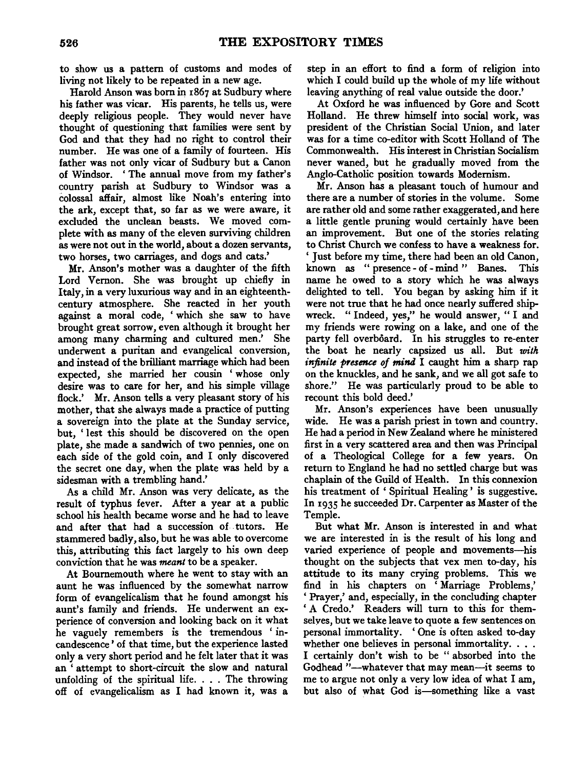to show us a pattern of customs and modes of living not likely to be repeated in a new age.

Harold Anson was born in 1867 at Sudbury where his father was vicar. His parents, he tells us, were deeply religious people. They would never have thought of questioning that families were sent by God and that they had no right to control their number. He was one of a family of fourteen. His father was not only vicar of Sudbury but a Canon of Windsor. 'The annual move from my father's country parish at Sudbury to Windsor was a colossal affair, almost like Noah's entering into the ark, except that, so far as we were aware, it excluded the unclean beasts. We moved complete with as many of the eleven surviving children as were not out in the world, about a dozen servants, two horses, two carriages, and dogs and cats.'

Mr. Anson's mother was a daughter of the fifth Lord Vernon. She was brought up chiefly in Italy, in a very luxurious way and in an eighteenth-century atmosphere. She reacted in her youth against a moral code, 'which she saw to have brought great sorrow, even although it brought her among many charming and cultured men.' She underwent a puritan and evangelical conversion, and instead of the brilliant marriage which had been expected, she married her cousin 'whose only desire was to care for her, and his simple village flock.' Mr. Anson tells a very pleasant story of his mother, that she always made a practice of putting a sovereign into the plate at the Sunday service, but, 'lest this should be discovered on the open plate, she made a sandwich of two pennies, one on each side of the gold coin, and I only discovered the secret one day, when the plate was held by a sidesman with a trembling hand.'

As a child Mr. Anson was very delicate, as the result of typhus fever. After a year at a public school his health became worse and he had to leave and after that had a succession of tutors. He stammered badly, also, but he was able to overcome this, attributing this fact largely to his own deep conviction that he was *meant* to be a speaker.

At Bournemouth where he went to stay with an aunt he was influenced by the somewhat narrow form of evangelicalism that he found amongst his aunt's family and friends. He underwent an experience of conversion and looking back on it what he vaguely remembers is the tremendous 'incandescence' of that time, but the experience lasted only a very short period and he felt later that it was an 'attempt to short-circuit the slow and natural unfolding of the spiritual life. . . . The throwing off of evangelicalism as I had known it, was a step in an effort to find a form of religion into which I could build up the whole of my life without leaving anything of real value outside the door.'

At Oxford he was influenced by Gore and Scott Holland. He threw himself into social work, was president of the Christian Social Union, and later was for a time co-editor with Scott Holland of The Commonwealth. His interest in Christian Socialism never waned, but he gradually moved from the Anglo-Catholic position towards Modernism.

Mr. Anson has a pleasant touch of humour and there are a number of stories in the volume. Some are rather old and some rather exaggerated, and here a little gentle pruning would certainly have been an improvement. But one of the stories relating to Christ Church we confess to have a weakness for. 'Just before my time, there had been an old Canon, known as "presence-of-mind" Banes. This name he owed to a story which he was always delighted to tell. You began by asking him if it were not true that he had once nearly suffered shipwreck. "Indeed, yes," he would answer, "I and my friends were rowing on a lake, and one of the party fell overboard. In his struggles to re-enter the boat he nearly capsized us all. But *with infinite presence of mind* I caught him a sharp rap on the knuckles, and he sank, and we all got safe to shore." He was particularly proud to be able to recount this bold deed.'

Mr. Anson's experiences have been unusually wide. He was a parish priest in town and country. He had a period in New Zealand where he ministered first in a very scattered area and then was Principal of a Theological College for a few years. On return to England he had no settled charge but was chaplain of the Guild of Health. In this connexion his treatment of 'Spiritual Healing' is suggestive. In 1935 he succeeded Dr. Carpenter as Master of the Temple.

But what Mr. Anson is interested in and what we are interested in is the result of his long and varied experience of people and movements—his thought on the subjects that vex men to-day, his attitude to its many crying problems. This we find in his chapters on 'Marriage Problems,' 'Prayer,' and, especially, in the concluding chapter 'A Credo.' Readers will turn to this for themselves, but we take leave to quote a few sentences on personal immortality. 'One is often asked to-day whether one believes in personal immortality. . . . I certainly don't wish to be "absorbed into the Godhead"—whatever that may mean—it seems to me to argue not only a very low idea of what I am, but also of what God is—something like a vast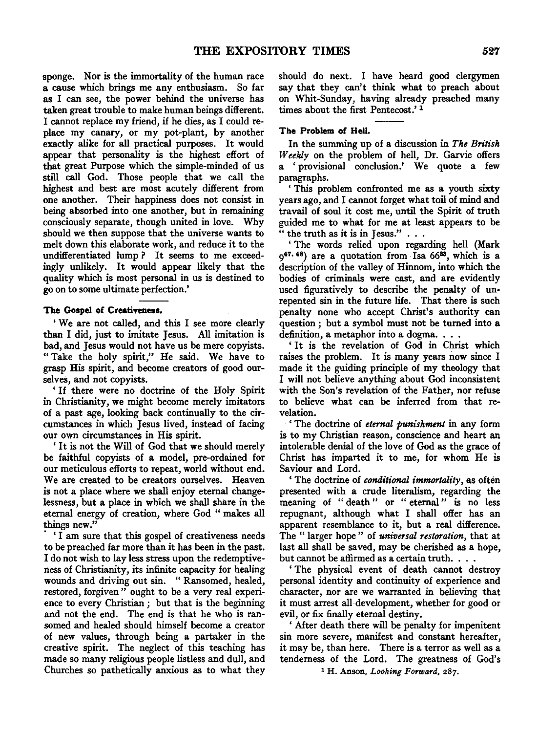sponge. Nor is the immortality of the human race a cause which brings me any enthusiasm. So far as I can see, the power behind the universe has taken great trouble to make human beings different. I cannot replace my friend, if he dies, as I could replace my canary, or my pot-plant, by another exactly alike for all practical purposes. It would appear that personality is the highest effort of that great Purpose which the simple-minded of us still call God. Those people that we call the highest and best are most acutely different from one another. Their happiness does not consist in being absorbed into one another, but in remaining consciously separate, though united in love. Why should we then suppose that the universe wants to melt down this elaborate work, and reduce it to the undifferentiated lump? It seems to me exceedingly unlikely. It would appear likely that the quality which is most personal in us is destined to go on to some ultimate perfection.'

### The Gospel of Creativeness.

'We are not called, and this I see more clearly than I did, just to imitate Jesus. All imitation is bad, and Jesus would not have us be mere copyists. "Take the holy spirit," He said. We have to grasp His spirit, and become creators of good ourselves, and not copyists.

'If there were no doctrine of the Holy Spirit in Christianity, we might become merely imitators of a past age, looking back continually to the circumstances in which Jesus lived, instead of facing our own circumstances in His spirit.

'It is not the Will of God that we should merely be faithful copyists of a model, pre-ordained for our meticulous efforts to repeat, world without end. We are created to be creators ourselves. Heaven is not a place where we shall enjoy eternal changelessness, but a place in which we shall share in the eternal energy of creation, where God "makes all things new."

'I am sure that this gospel of creativeness needs to be preached far more than it has been in the past. I do not wish to lay less stress upon the redemptiveness of Christianity, its infinite capacity for healing wounds and driving out sin. "Ransomed, healed, restored, forgiven" ought to be a very real experience to every Christian; but that is the beginning and not the end. The end is that he who is ransomed and healed should himself become a creator of new values, through being a partaker in the creative spirit. The neglect of this teaching has made so many religious people listless and dull, and Churches so pathetically anxious as to what they should do next. I have heard good clergymen say that they can't think what to preach about on Whit-Sunday, having already preached many times about the first Pentecost.'[1]

### The Problem of Hell.

In the summing up of a discussion in *The British Weekly* on the problem of hell, Dr. Garvie offers a 'provisional conclusion.' We quote a few paragraphs.

'This problem confronted me as a youth sixty years ago, and I cannot forget what toil of mind and travail of soul it cost me, until the Spirit of truth guided me to what for me at least appears to be "the truth as it is in Jesus." . . .

'The words relied upon regarding hell (Mark 9[47, 48]) are a quotation from Isa 66[23], which is a description of the valley of Hinnom, into which the bodies of criminals were cast, and are evidently used figuratively to describe the penalty of unrepented sin in the future life. That there is such penalty none who accept Christ's authority can question; but a symbol must not be turned into a definition, a metaphor into a dogma. . . .

'It is the revelation of God in Christ which raises the problem. It is many years now since I made it the guiding principle of my theology that I will not believe anything about God inconsistent with the Son's revelation of the Father, nor refuse to believe what can be inferred from that revelation.

'The doctrine of *eternal punishment* in any form is to my Christian reason, conscience and heart an intolerable denial of the love of God as the grace of Christ has imparted it to me, for whom He is Saviour and Lord.

'The doctrine of *conditional immortality*, as often presented with a crude literalism, regarding the meaning of "death" or "eternal" is no less repugnant, although what I shall offer has an apparent resemblance to it, but a real difference. The "larger hope" of *universal restoration*, that at last all shall be saved, may be cherished as a hope, but cannot be affirmed as a certain truth. . . .

'The physical event of death cannot destroy personal identity and continuity of experience and character, nor are we warranted in believing that it must arrest all development, whether for good or evil, or fix finally eternal destiny.

'After death there will be penalty for impenitent sin more severe, manifest and constant hereafter, it may be, than here. There is a terror as well as a tenderness of the Lord. The greatness of God's

[1] H. Anson, *Looking Forward*, 287.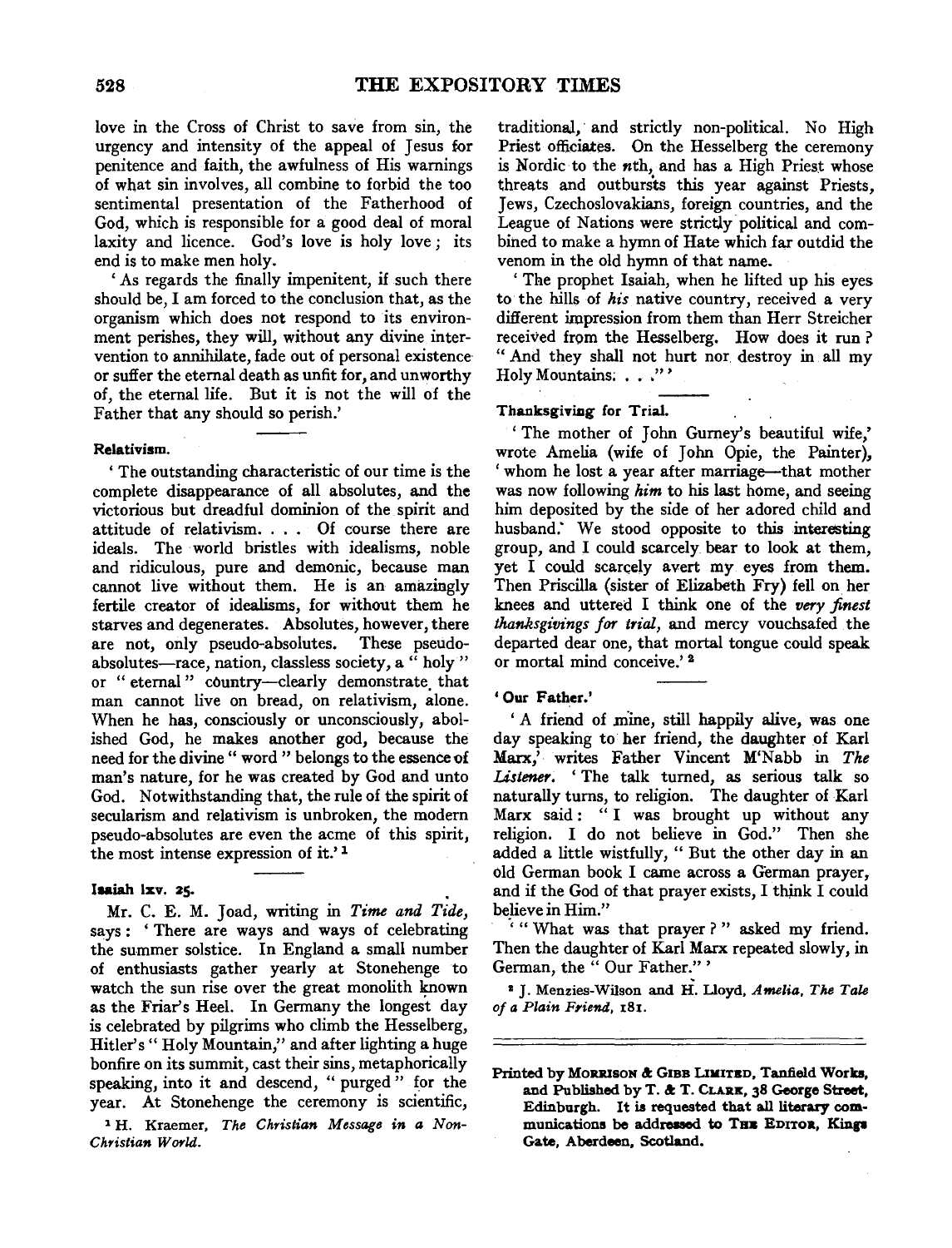love in the Cross of Christ to save from sin, the urgency and intensity of the appeal of Jesus for penitence and faith, the awfulness of His warnings of what sin involves, all combine to forbid the too sentimental presentation of the Fatherhood of God, which is responsible for a good deal of moral laxity and licence. God's love is holy love; its end is to make men holy.

'As regards the finally impenitent, if such there should be, I am forced to the conclusion that, as the organism which does not respond to its environment perishes, they will, without any divine intervention to annihilate, fade out of personal existence or suffer the eternal death as unfit for, and unworthy of, the eternal life. But it is not the will of the Father that any should so perish.'

#### Relativism.

'The outstanding characteristic of our time is the complete disappearance of all absolutes, and the victorious but dreadful dominion of the spirit and attitude of relativism. . . . Of course there are ideals. The world bristles with idealisms, noble and ridiculous, pure and demonic, because man cannot live without them. He is an amazingly fertile creator of idealisms, for without them he starves and degenerates. Absolutes, however, there are not, only pseudo-absolutes. These pseudo-absolutes—race, nation, classless society, a "holy" or "eternal" country—clearly demonstrate that man cannot live on bread, on relativism, alone. When he has, consciously or unconsciously, abolished God, he makes another god, because the need for the divine "word" belongs to the essence of man's nature, for he was created by God and unto God. Notwithstanding that, the rule of the spirit of secularism and relativism is unbroken, the modern pseudo-absolutes are even the acme of this spirit, the most intense expression of it.'[1]

#### Isaiah lxv. 25.

Mr. C. E. M. Joad, writing in *Time and Tide*, says: 'There are ways and ways of celebrating the summer solstice. In England a small number of enthusiasts gather yearly at Stonehenge to watch the sun rise over the great monolith known as the Friar's Heel. In Germany the longest day is celebrated by pilgrims who climb the Hesselberg, Hitler's "Holy Mountain," and after lighting a huge bonfire on its summit, cast their sins, metaphorically speaking, into it and descend, "purged" for the year. At Stonehenge the ceremony is scientific, traditional, and strictly non-political. No High Priest officiates. On the Hesselberg the ceremony is Nordic to the *n*th, and has a High Priest whose threats and outbursts this year against Priests, Jews, Czechoslovakians, foreign countries, and the League of Nations were strictly political and combined to make a hymn of Hate which far outdid the venom in the old hymn of that name.

'The prophet Isaiah, when he lifted up his eyes to the hills of *his* native country, received a very different impression from them than Herr Streicher received from the Hesselberg. How does it run? "And they shall not hurt nor destroy in all my Holy Mountains. . . ."'

[1] H. Kraemer, *The Christian Message in a Non-Christian World.*

#### Thanksgiving for Trial.

'The mother of John Gurney's beautiful wife,' wrote Amelia (wife of John Opie, the Painter), 'whom he lost a year after marriage—that mother was now following *him* to his last home, and seeing him deposited by the side of her adored child and husband. We stood opposite to this interesting group, and I could scarcely bear to look at them, yet I could scarcely avert my eyes from them. Then Priscilla (sister of Elizabeth Fry) fell on her knees and uttered I think one of the *very finest thanksgivings for trial*, and mercy vouchsafed the departed dear one, that mortal tongue could speak or mortal mind conceive.'[2]

#### 'Our Father.'

'A friend of mine, still happily alive, was one day speaking to her friend, the daughter of Karl Marx,' writes Father Vincent M'Nabb in *The Listener*. 'The talk turned, as serious talk so naturally turns, to religion. The daughter of Karl Marx said: "I was brought up without any religion. I do not believe in God." Then she added a little wistfully, "But the other day in an old German book I came across a German prayer, and if the God of that prayer exists, I think I could believe in Him."

'"What was that prayer?" asked my friend. Then the daughter of Karl Marx repeated slowly, in German, the "Our Father."'

[2] J. Menzies-Wilson and H. Lloyd, *Amelia, The Tale of a Plain Friend*, 181.

---

Printed by **Morrison & Gibb Limited**, Tanfield Works, and Published by **T. & T. Clark**, 38 George Street, Edinburgh. It is requested that all literary communications be addressed to **The Editor**, Kings Gate, Aberdeen, Scotland.